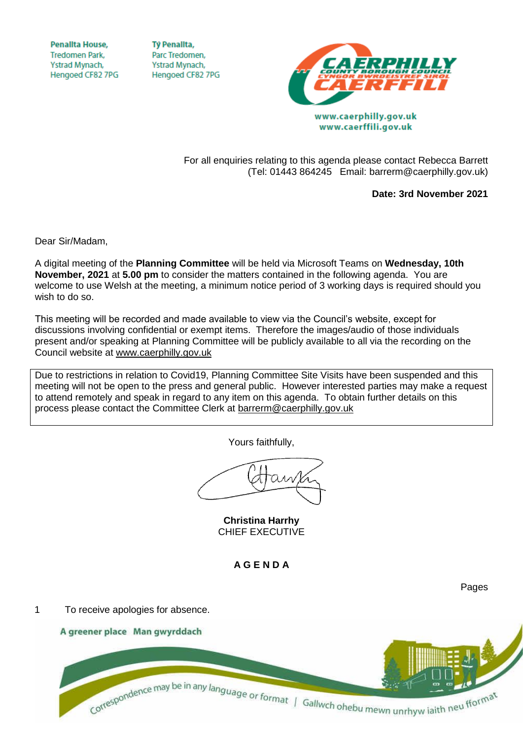Penallta House,
Tredomen Park,
Ystrad Mynach,
Hengoed CF82 7PG

Tŷ Penallta,
Parc Tredomen,
Ystrad Mynach,
Hengoed CF82 7PG

www.caerphilly.gov.uk
www.caerffili.gov.uk

For all enquiries relating to this agenda please contact Rebecca Barrett
(Tel: 01443 864245 Email: barrerm@caerphilly.gov.uk)

**Date: 3rd November 2021**

Dear Sir/Madam,

A digital meeting of the **Planning Committee** will be held via Microsoft Teams on **Wednesday, 10th November, 2021** at **5.00 pm** to consider the matters contained in the following agenda. You are welcome to use Welsh at the meeting, a minimum notice period of 3 working days is required should you wish to do so.

This meeting will be recorded and made available to view via the Council's website, except for discussions involving confidential or exempt items. Therefore the images/audio of those individuals present and/or speaking at Planning Committee will be publicly available to all via the recording on the Council website at www.caerphilly.gov.uk

Due to restrictions in relation to Covid19, Planning Committee Site Visits have been suspended and this meeting will not be open to the press and general public. However interested parties may make a request to attend remotely and speak in regard to any item on this agenda. To obtain further details on this process please contact the Committee Clerk at barrerm@caerphilly.gov.uk

Yours faithfully,

**Christina Harrhy**
CHIEF EXECUTIVE

**A G E N D A**

Pages

1 To receive apologies for absence.

A greener place Man gwyrddach

Correspondence may be in any language or format | Gallwch ohebu mewn unrhyw iaith neu fformat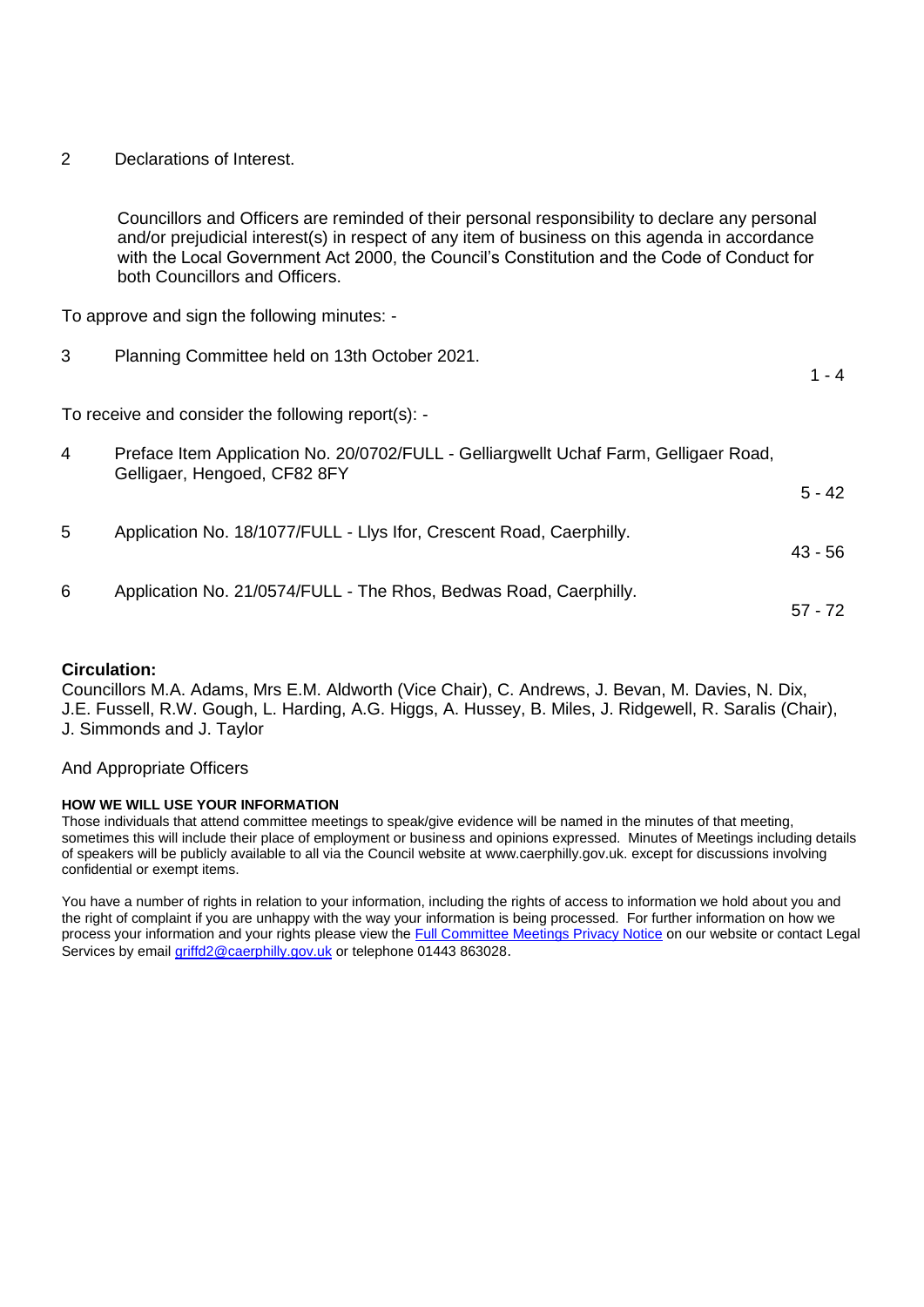2 Declarations of Interest.

Councillors and Officers are reminded of their personal responsibility to declare any personal and/or prejudicial interest(s) in respect of any item of business on this agenda in accordance with the Local Government Act 2000, the Council's Constitution and the Code of Conduct for both Councillors and Officers.

To approve and sign the following minutes: -

| | | |
|---|---|---|
| 3 | Planning Committee held on 13th October 2021. | 1 - 4 |

To receive and consider the following report(s): -

| | | |
|---|---|---|
| 4 | Preface Item Application No. 20/0702/FULL - Gelliargwellt Uchaf Farm, Gelligaer Road, Gelligaer, Hengoed, CF82 8FY | 5 - 42 |
| 5 | Application No. 18/1077/FULL - Llys Ifor, Crescent Road, Caerphilly. | 43 - 56 |
| 6 | Application No. 21/0574/FULL - The Rhos, Bedwas Road, Caerphilly. | 57 - 72 |

**Circulation:**
Councillors M.A. Adams, Mrs E.M. Aldworth (Vice Chair), C. Andrews, J. Bevan, M. Davies, N. Dix, J.E. Fussell, R.W. Gough, L. Harding, A.G. Higgs, A. Hussey, B. Miles, J. Ridgewell, R. Saralis (Chair), J. Simmonds and J. Taylor

And Appropriate Officers

**HOW WE WILL USE YOUR INFORMATION**
Those individuals that attend committee meetings to speak/give evidence will be named in the minutes of that meeting, sometimes this will include their place of employment or business and opinions expressed. Minutes of Meetings including details of speakers will be publicly available to all via the Council website at www.caerphilly.gov.uk. except for discussions involving confidential or exempt items.

You have a number of rights in relation to your information, including the rights of access to information we hold about you and the right of complaint if you are unhappy with the way your information is being processed. For further information on how we process your information and your rights please view the Full Committee Meetings Privacy Notice on our website or contact Legal Services by email griffd2@caerphilly.gov.uk or telephone 01443 863028.